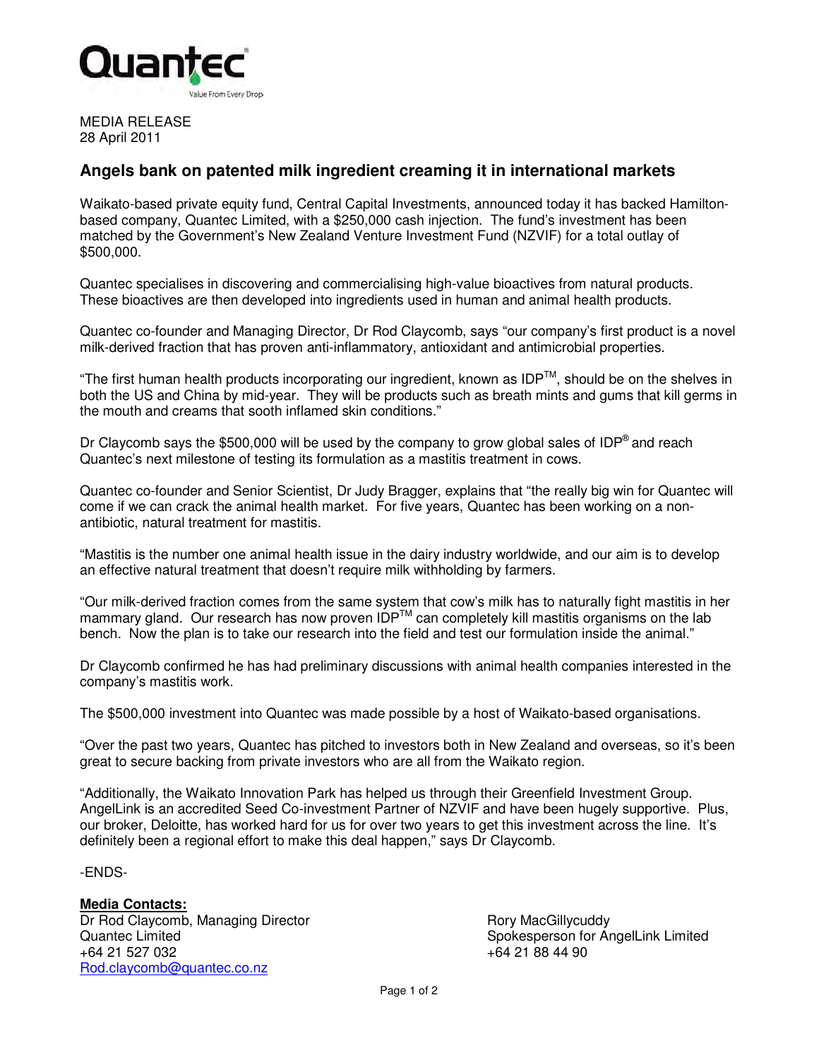Quantec

Value From Every Drop

MEDIA RELEASE
28 April 2011

## Angels bank on patented milk ingredient creaming it in international markets

Waikato-based private equity fund, Central Capital Investments, announced today it has backed Hamilton-based company, Quantec Limited, with a $250,000 cash injection. The fund's investment has been matched by the Government's New Zealand Venture Investment Fund (NZVIF) for a total outlay of $500,000.

Quantec specialises in discovering and commercialising high-value bioactives from natural products. These bioactives are then developed into ingredients used in human and animal health products.

Quantec co-founder and Managing Director, Dr Rod Claycomb, says "our company's first product is a novel milk-derived fraction that has proven anti-inflammatory, antioxidant and antimicrobial properties.

"The first human health products incorporating our ingredient, known as IDP™, should be on the shelves in both the US and China by mid-year. They will be products such as breath mints and gums that kill germs in the mouth and creams that sooth inflamed skin conditions."

Dr Claycomb says the $500,000 will be used by the company to grow global sales of IDP® and reach Quantec's next milestone of testing its formulation as a mastitis treatment in cows.

Quantec co-founder and Senior Scientist, Dr Judy Bragger, explains that "the really big win for Quantec will come if we can crack the animal health market. For five years, Quantec has been working on a non-antibiotic, natural treatment for mastitis.

"Mastitis is the number one animal health issue in the dairy industry worldwide, and our aim is to develop an effective natural treatment that doesn't require milk withholding by farmers.

"Our milk-derived fraction comes from the same system that cow's milk has to naturally fight mastitis in her mammary gland. Our research has now proven IDP™ can completely kill mastitis organisms on the lab bench. Now the plan is to take our research into the field and test our formulation inside the animal."

Dr Claycomb confirmed he has had preliminary discussions with animal health companies interested in the company's mastitis work.

The $500,000 investment into Quantec was made possible by a host of Waikato-based organisations.

"Over the past two years, Quantec has pitched to investors both in New Zealand and overseas, so it's been great to secure backing from private investors who are all from the Waikato region.

"Additionally, the Waikato Innovation Park has helped us through their Greenfield Investment Group. AngelLink is an accredited Seed Co-investment Partner of NZVIF and have been hugely supportive. Plus, our broker, Deloitte, has worked hard for us for over two years to get this investment across the line. It's definitely been a regional effort to make this deal happen," says Dr Claycomb.

-ENDS-

**Media Contacts:**

Dr Rod Claycomb, Managing Director
Quantec Limited
+64 21 527 032
Rod.claycomb@quantec.co.nz

Rory MacGillycuddy
Spokesperson for AngelLink Limited
+64 21 88 44 90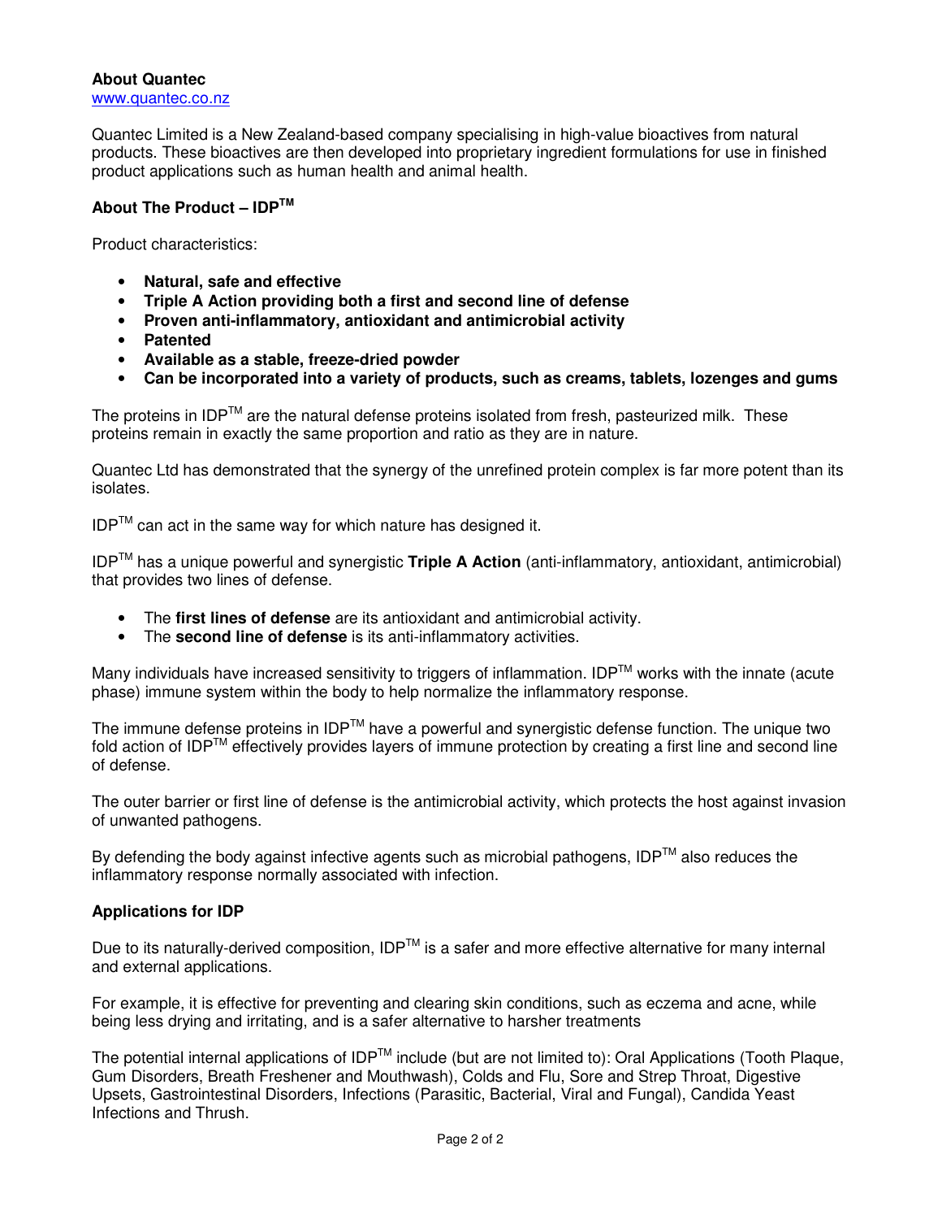**About Quantec**

www.quantec.co.nz

Quantec Limited is a New Zealand-based company specialising in high-value bioactives from natural products. These bioactives are then developed into proprietary ingredient formulations for use in finished product applications such as human health and animal health.

**About The Product – IDP™**

Product characteristics:

- **Natural, safe and effective**
- **Triple A Action providing both a first and second line of defense**
- **Proven anti-inflammatory, antioxidant and antimicrobial activity**
- **Patented**
- **Available as a stable, freeze-dried powder**
- **Can be incorporated into a variety of products, such as creams, tablets, lozenges and gums**

The proteins in IDP™ are the natural defense proteins isolated from fresh, pasteurized milk. These proteins remain in exactly the same proportion and ratio as they are in nature.

Quantec Ltd has demonstrated that the synergy of the unrefined protein complex is far more potent than its isolates.

IDP™ can act in the same way for which nature has designed it.

IDP™ has a unique powerful and synergistic **Triple A Action** (anti-inflammatory, antioxidant, antimicrobial) that provides two lines of defense.

- The **first lines of defense** are its antioxidant and antimicrobial activity.
- The **second line of defense** is its anti-inflammatory activities.

Many individuals have increased sensitivity to triggers of inflammation. IDP™ works with the innate (acute phase) immune system within the body to help normalize the inflammatory response.

The immune defense proteins in IDP™ have a powerful and synergistic defense function. The unique two fold action of IDP™ effectively provides layers of immune protection by creating a first line and second line of defense.

The outer barrier or first line of defense is the antimicrobial activity, which protects the host against invasion of unwanted pathogens.

By defending the body against infective agents such as microbial pathogens, IDP™ also reduces the inflammatory response normally associated with infection.

**Applications for IDP**

Due to its naturally-derived composition, IDP™ is a safer and more effective alternative for many internal and external applications.

For example, it is effective for preventing and clearing skin conditions, such as eczema and acne, while being less drying and irritating, and is a safer alternative to harsher treatments

The potential internal applications of IDP™ include (but are not limited to): Oral Applications (Tooth Plaque, Gum Disorders, Breath Freshener and Mouthwash), Colds and Flu, Sore and Strep Throat, Digestive Upsets, Gastrointestinal Disorders, Infections (Parasitic, Bacterial, Viral and Fungal), Candida Yeast Infections and Thrush.